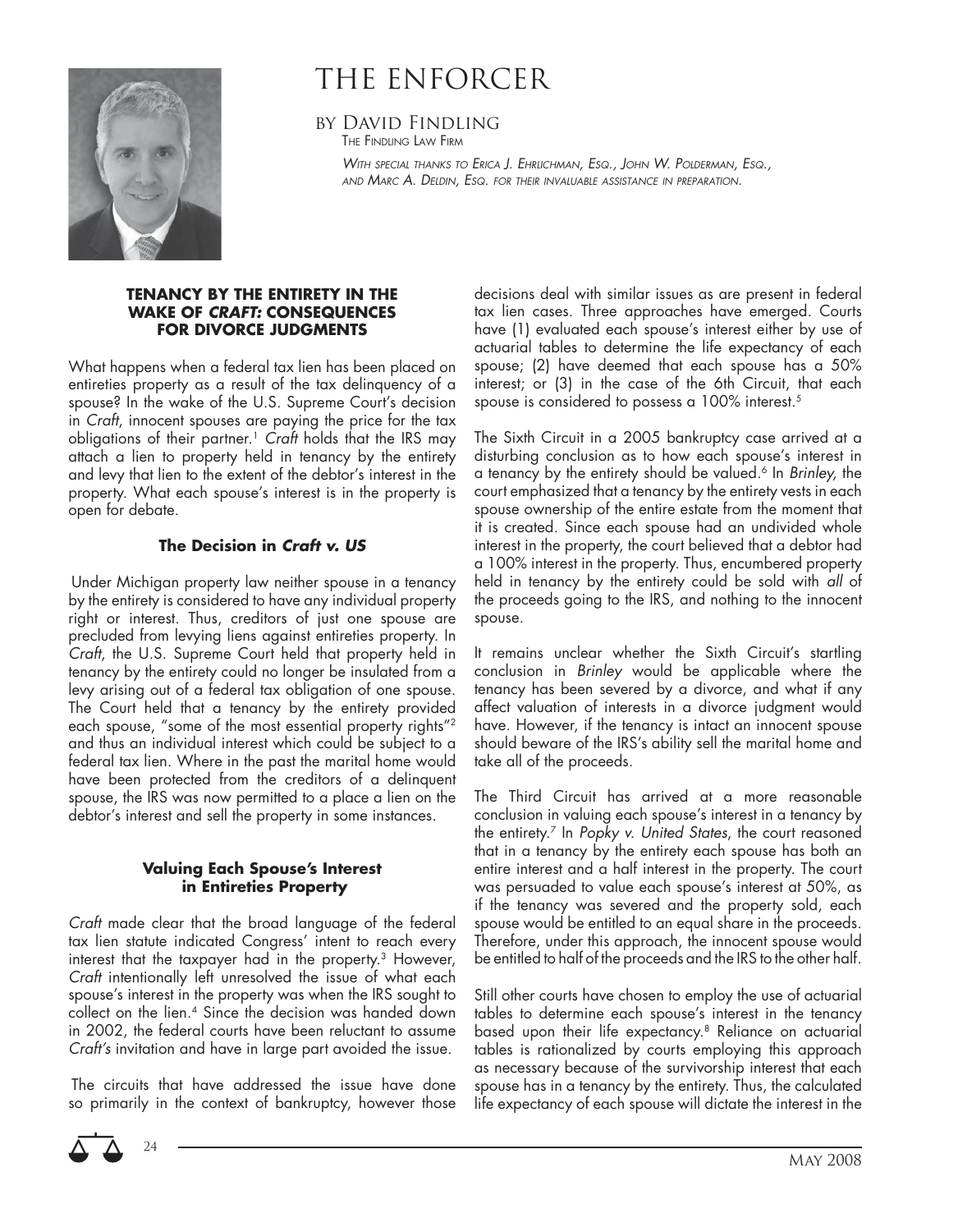# THE ENFORCER

BY DAVID FINDLING

THE FINDLING LAW FIRM

*WITH SPECIAL THANKS TO ERICA J. EHRLICHMAN, ESQ., JOHN W. POLDERMAN, ESQ., AND MARC A. DELDIN, ESQ. FOR THEIR INVALUABLE ASSISTANCE IN PREPARATION.*

## TENANCY BY THE ENTIRETY IN THE WAKE OF *CRAFT:* CONSEQUENCES FOR DIVORCE JUDGMENTS

What happens when a federal tax lien has been placed on entireties property as a result of the tax delinquency of a spouse? In the wake of the U.S. Supreme Court's decision in *Craft*, innocent spouses are paying the price for the tax obligations of their partner.[1] *Craft* holds that the IRS may attach a lien to property held in tenancy by the entirety and levy that lien to the extent of the debtor's interest in the property. What each spouse's interest is in the property is open for debate.

### The Decision in *Craft v. US*

Under Michigan property law neither spouse in a tenancy by the entirety is considered to have any individual property right or interest. Thus, creditors of just one spouse are precluded from levying liens against entireties property. In *Craft*, the U.S. Supreme Court held that property held in tenancy by the entirety could no longer be insulated from a levy arising out of a federal tax obligation of one spouse. The Court held that a tenancy by the entirety provided each spouse, "some of the most essential property rights"[2] and thus an individual interest which could be subject to a federal tax lien. Where in the past the marital home would have been protected from the creditors of a delinquent spouse, the IRS was now permitted to a place a lien on the debtor's interest and sell the property in some instances.

### Valuing Each Spouse's Interest in Entireties Property

*Craft* made clear that the broad language of the federal tax lien statute indicated Congress' intent to reach every interest that the taxpayer had in the property.[3] However, *Craft* intentionally left unresolved the issue of what each spouse's interest in the property was when the IRS sought to collect on the lien.[4] Since the decision was handed down in 2002, the federal courts have been reluctant to assume *Craft's* invitation and have in large part avoided the issue.

The circuits that have addressed the issue have done so primarily in the context of bankruptcy, however those decisions deal with similar issues as are present in federal tax lien cases. Three approaches have emerged. Courts have (1) evaluated each spouse's interest either by use of actuarial tables to determine the life expectancy of each spouse; (2) have deemed that each spouse has a 50% interest; or (3) in the case of the 6th Circuit, that each spouse is considered to possess a 100% interest.[5]

The Sixth Circuit in a 2005 bankruptcy case arrived at a disturbing conclusion as to how each spouse's interest in a tenancy by the entirety should be valued.[6] In *Brinley,* the court emphasized that a tenancy by the entirety vests in each spouse ownership of the entire estate from the moment that it is created. Since each spouse had an undivided whole interest in the property, the court believed that a debtor had a 100% interest in the property. Thus, encumbered property held in tenancy by the entirety could be sold with *all* of the proceeds going to the IRS, and nothing to the innocent spouse.

It remains unclear whether the Sixth Circuit's startling conclusion in *Brinley* would be applicable where the tenancy has been severed by a divorce, and what if any affect valuation of interests in a divorce judgment would have. However, if the tenancy is intact an innocent spouse should beware of the IRS's ability sell the marital home and take all of the proceeds.

The Third Circuit has arrived at a more reasonable conclusion in valuing each spouse's interest in a tenancy by the entirety.[7] In *Popky v. United States*, the court reasoned that in a tenancy by the entirety each spouse has both an entire interest and a half interest in the property. The court was persuaded to value each spouse's interest at 50%, as if the tenancy was severed and the property sold, each spouse would be entitled to an equal share in the proceeds. Therefore, under this approach, the innocent spouse would be entitled to half of the proceeds and the IRS to the other half.

Still other courts have chosen to employ the use of actuarial tables to determine each spouse's interest in the tenancy based upon their life expectancy.[8] Reliance on actuarial tables is rationalized by courts employing this approach as necessary because of the survivorship interest that each spouse has in a tenancy by the entirety. Thus, the calculated life expectancy of each spouse will dictate the interest in the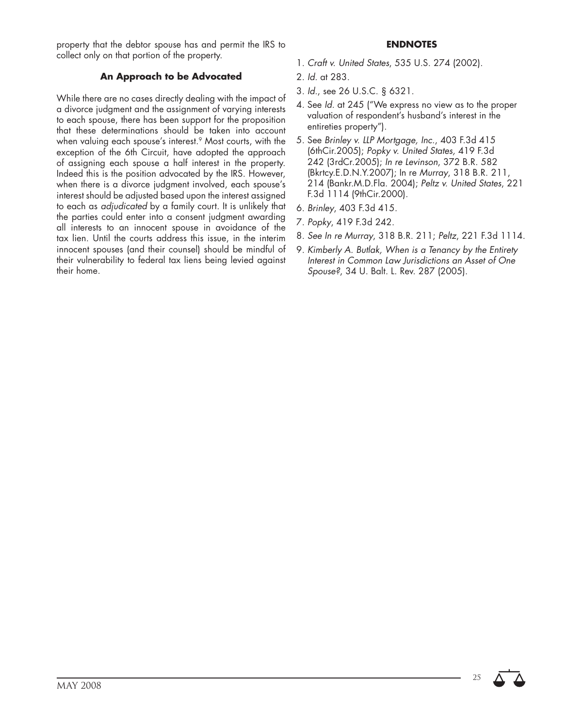property that the debtor spouse has and permit the IRS to collect only on that portion of the property.

### An Approach to be Advocated

While there are no cases directly dealing with the impact of a divorce judgment and the assignment of varying interests to each spouse, there has been support for the proposition that these determinations should be taken into account when valuing each spouse's interest.[9] Most courts, with the exception of the 6th Circuit, have adopted the approach of assigning each spouse a half interest in the property. Indeed this is the position advocated by the IRS. However, when there is a divorce judgment involved, each spouse's interest should be adjusted based upon the interest assigned to each as *adjudicated* by a family court. It is unlikely that the parties could enter into a consent judgment awarding all interests to an innocent spouse in avoidance of the tax lien. Until the courts address this issue, in the interim innocent spouses (and their counsel) should be mindful of their vulnerability to federal tax liens being levied against their home.

### ENDNOTES

1. *Craft v. United States*, 535 U.S. 274 (2002).
2. *Id.* at 283.
3. *Id.*, see 26 U.S.C. § 6321.
4. See *Id.* at 245 ("We express no view as to the proper valuation of respondent's husband's interest in the entireties property").
5. See *Brinley v. LLP Mortgage, Inc.*, 403 F.3d 415 (6thCir.2005); *Popky v. United States*, 419 F.3d 242 (3rdCr.2005); *In re Levinson*, 372 B.R. 582 (Bkrtcy.E.D.N.Y.2007); In re *Murray*, 318 B.R. 211, 214 (Bankr.M.D.Fla. 2004); *Peltz v. United States*, 221 F.3d 1114 (9thCir.2000).
6. *Brinley*, 403 F.3d 415.
7. *Popky*, 419 F.3d 242.
8. *See In re Murray*, 318 B.R. 211; *Peltz*, 221 F.3d 1114.
9. *Kimberly A. Butlak, When is a Tenancy by the Entirety Interest in Common Law Jurisdictions an Asset of One Spouse?*, 34 U. Balt. L. Rev. 287 (2005).